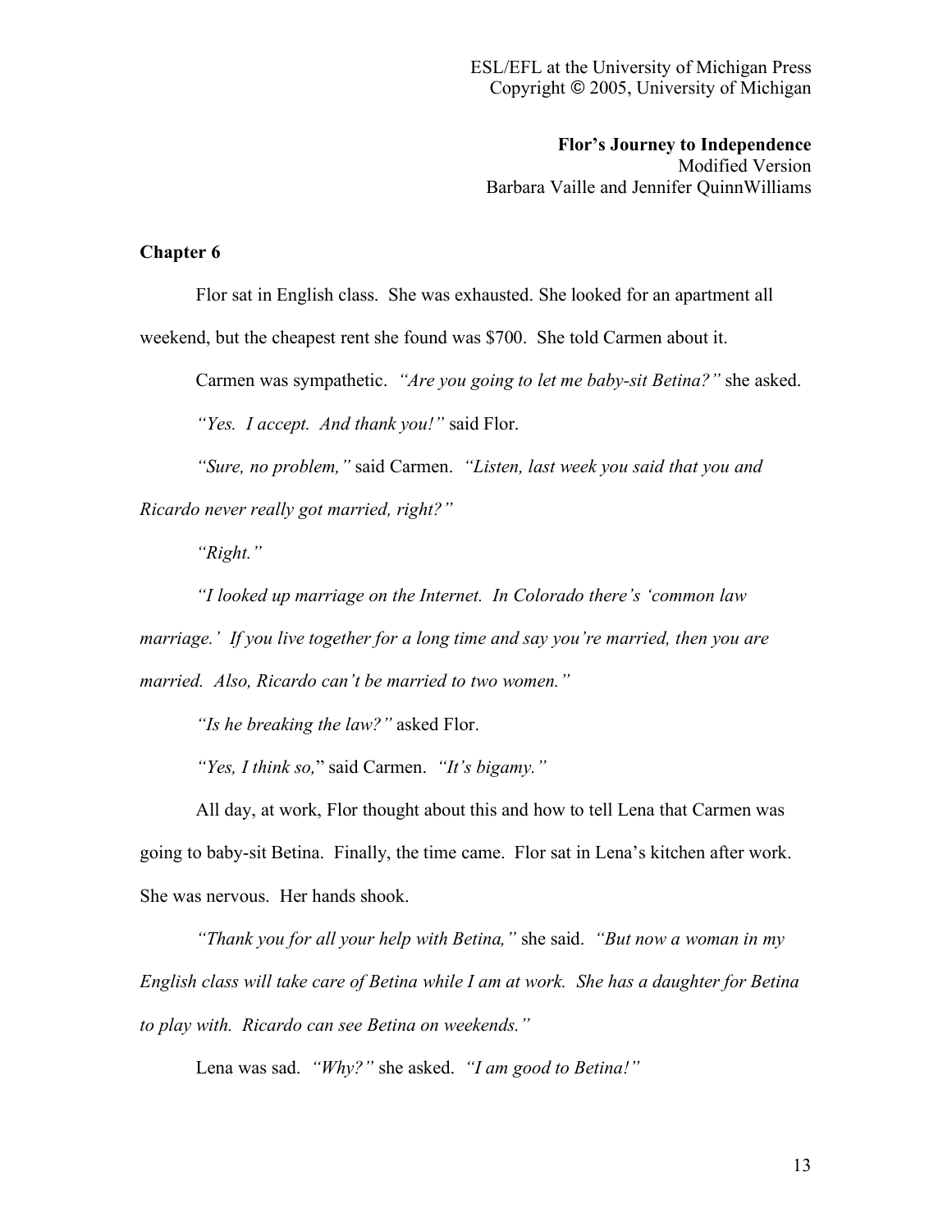ESL/EFL at the University of Michigan Press
Copyright © 2005, University of Michigan

**Flor's Journey to Independence**
Modified Version
Barbara Vaille and Jennifer QuinnWilliams

## Chapter 6

Flor sat in English class. She was exhausted. She looked for an apartment all weekend, but the cheapest rent she found was $700. She told Carmen about it.

Carmen was sympathetic. *"Are you going to let me baby-sit Betina?"* she asked.

*"Yes. I accept. And thank you!"* said Flor.

*"Sure, no problem,"* said Carmen. *"Listen, last week you said that you and Ricardo never really got married, right?"*

*"Right."*

*"I looked up marriage on the Internet. In Colorado there's 'common law marriage.' If you live together for a long time and say you're married, then you are married. Also, Ricardo can't be married to two women."*

*"Is he breaking the law?"* asked Flor.

*"Yes, I think so,"* said Carmen. *"It's bigamy."*

All day, at work, Flor thought about this and how to tell Lena that Carmen was going to baby-sit Betina. Finally, the time came. Flor sat in Lena's kitchen after work. She was nervous. Her hands shook.

*"Thank you for all your help with Betina,"* she said. *"But now a woman in my English class will take care of Betina while I am at work. She has a daughter for Betina to play with. Ricardo can see Betina on weekends."*

Lena was sad. *"Why?"* she asked. *"I am good to Betina!"*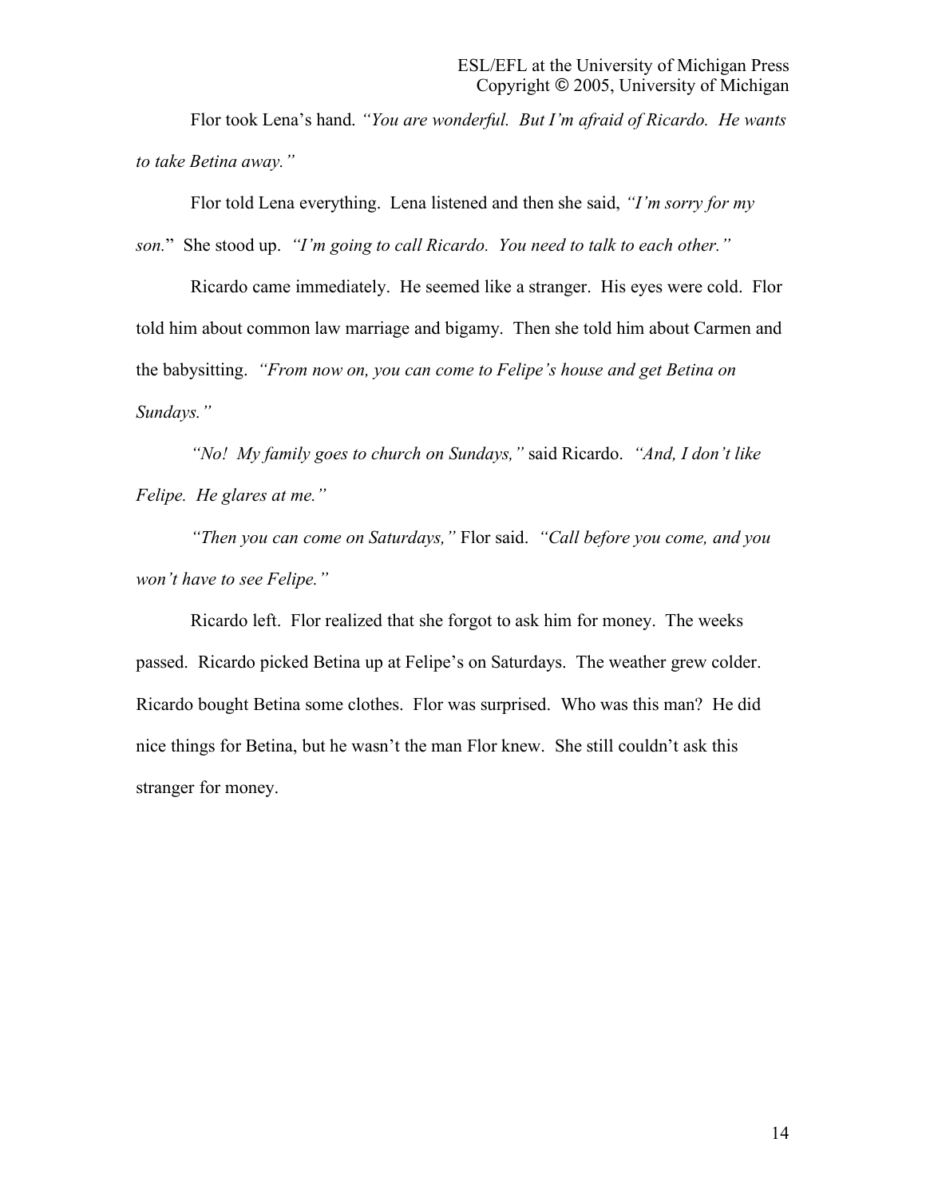Flor took Lena's hand. *"You are wonderful. But I'm afraid of Ricardo. He wants to take Betina away."*

Flor told Lena everything. Lena listened and then she said, *"I'm sorry for my son.*" She stood up. *"I'm going to call Ricardo. You need to talk to each other."*

Ricardo came immediately. He seemed like a stranger. His eyes were cold. Flor told him about common law marriage and bigamy. Then she told him about Carmen and the babysitting. *"From now on, you can come to Felipe's house and get Betina on Sundays."*

*"No! My family goes to church on Sundays,"* said Ricardo. *"And, I don't like Felipe. He glares at me."*

*"Then you can come on Saturdays,"* Flor said. *"Call before you come, and you won't have to see Felipe."*

Ricardo left. Flor realized that she forgot to ask him for money. The weeks passed. Ricardo picked Betina up at Felipe's on Saturdays. The weather grew colder. Ricardo bought Betina some clothes. Flor was surprised. Who was this man? He did nice things for Betina, but he wasn't the man Flor knew. She still couldn't ask this stranger for money.